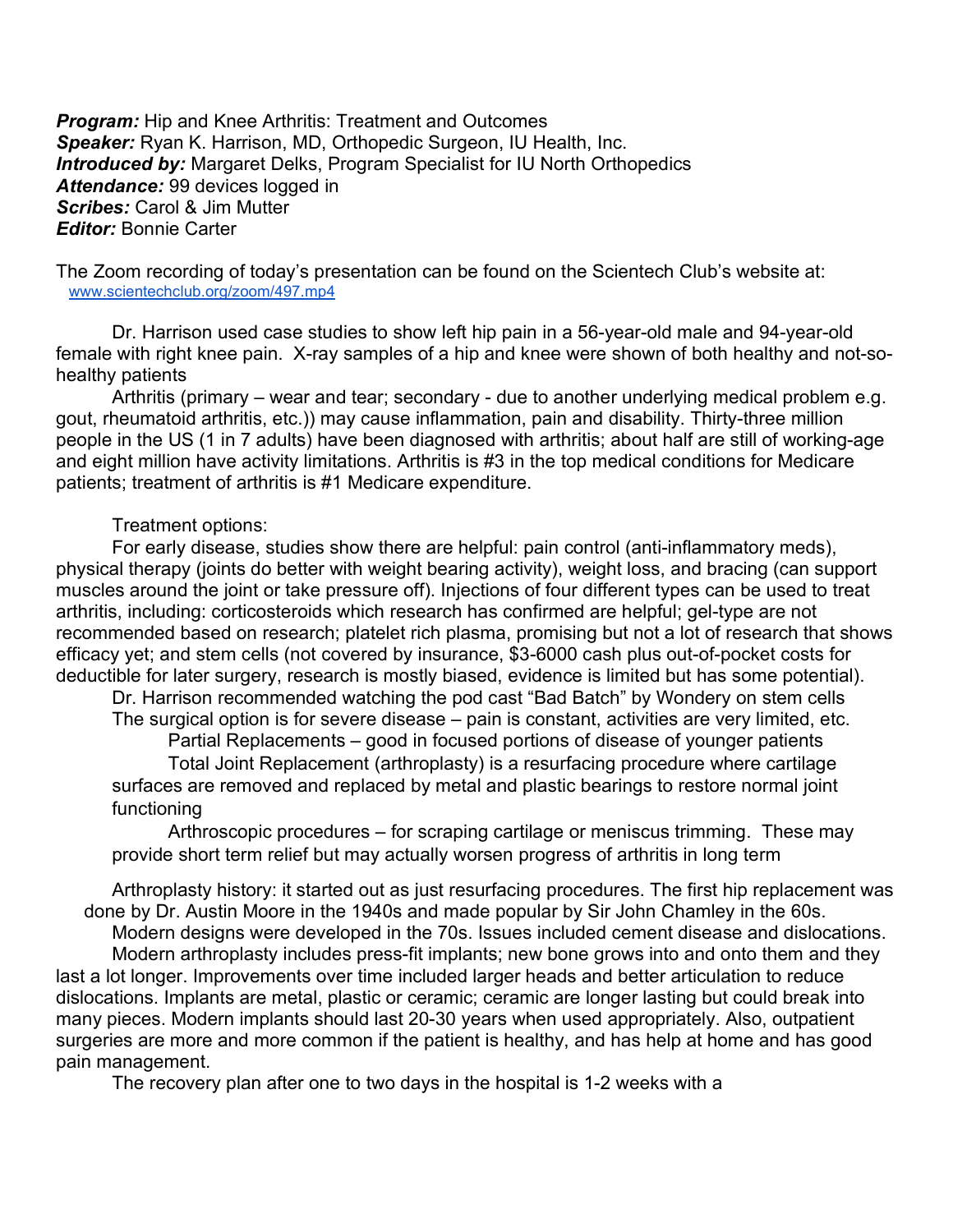***Program:*** Hip and Knee Arthritis: Treatment and Outcomes
***Speaker:*** Ryan K. Harrison, MD, Orthopedic Surgeon, IU Health, Inc.
***Introduced by:*** Margaret Delks, Program Specialist for IU North Orthopedics
***Attendance:*** 99 devices logged in
***Scribes:*** Carol & Jim Mutter
***Editor:*** Bonnie Carter

The Zoom recording of today's presentation can be found on the Scientech Club's website at: [www.scientechclub.org/zoom/497.mp4](www.scientechclub.org/zoom/497.mp4)

Dr. Harrison used case studies to show left hip pain in a 56-year-old male and 94-year-old female with right knee pain. X-ray samples of a hip and knee were shown of both healthy and not-so-healthy patients

Arthritis (primary – wear and tear; secondary - due to another underlying medical problem e.g. gout, rheumatoid arthritis, etc.)) may cause inflammation, pain and disability. Thirty-three million people in the US (1 in 7 adults) have been diagnosed with arthritis; about half are still of working-age and eight million have activity limitations. Arthritis is #3 in the top medical conditions for Medicare patients; treatment of arthritis is #1 Medicare expenditure.

Treatment options:

For early disease, studies show there are helpful: pain control (anti-inflammatory meds), physical therapy (joints do better with weight bearing activity), weight loss, and bracing (can support muscles around the joint or take pressure off). Injections of four different types can be used to treat arthritis, including: corticosteroids which research has confirmed are helpful; gel-type are not recommended based on research; platelet rich plasma, promising but not a lot of research that shows efficacy yet; and stem cells (not covered by insurance, $3-6000 cash plus out-of-pocket costs for deductible for later surgery, research is mostly biased, evidence is limited but has some potential).

Dr. Harrison recommended watching the pod cast "Bad Batch" by Wondery on stem cells

The surgical option is for severe disease – pain is constant, activities are very limited, etc.

Partial Replacements – good in focused portions of disease of younger patients

Total Joint Replacement (arthroplasty) is a resurfacing procedure where cartilage surfaces are removed and replaced by metal and plastic bearings to restore normal joint functioning

Arthroscopic procedures – for scraping cartilage or meniscus trimming. These may provide short term relief but may actually worsen progress of arthritis in long term

Arthroplasty history: it started out as just resurfacing procedures. The first hip replacement was done by Dr. Austin Moore in the 1940s and made popular by Sir John Chamley in the 60s.

Modern designs were developed in the 70s. Issues included cement disease and dislocations.

Modern arthroplasty includes press-fit implants; new bone grows into and onto them and they last a lot longer. Improvements over time included larger heads and better articulation to reduce dislocations. Implants are metal, plastic or ceramic; ceramic are longer lasting but could break into many pieces. Modern implants should last 20-30 years when used appropriately. Also, outpatient surgeries are more and more common if the patient is healthy, and has help at home and has good pain management.

The recovery plan after one to two days in the hospital is 1-2 weeks with a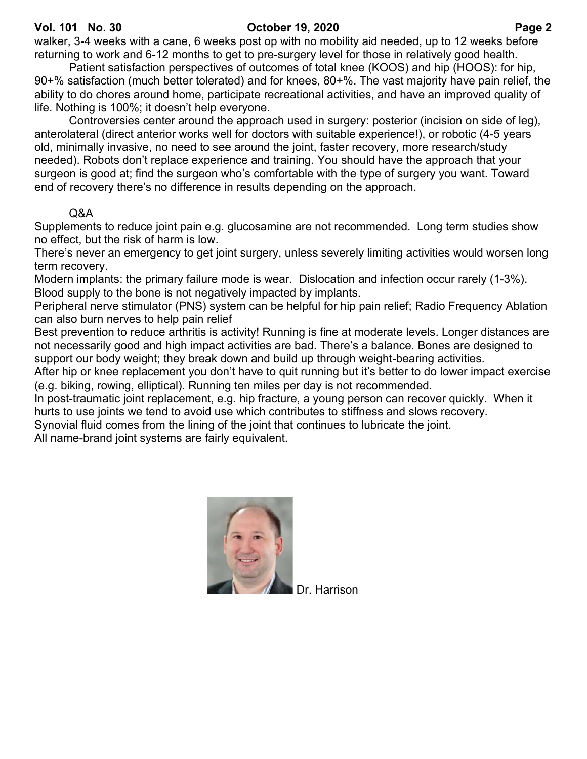walker, 3-4 weeks with a cane, 6 weeks post op with no mobility aid needed, up to 12 weeks before returning to work and 6-12 months to get to pre-surgery level for those in relatively good health.

Patient satisfaction perspectives of outcomes of total knee (KOOS) and hip (HOOS): for hip, 90+% satisfaction (much better tolerated) and for knees, 80+%. The vast majority have pain relief, the ability to do chores around home, participate recreational activities, and have an improved quality of life. Nothing is 100%; it doesn't help everyone.

Controversies center around the approach used in surgery: posterior (incision on side of leg), anterolateral (direct anterior works well for doctors with suitable experience!), or robotic (4-5 years old, minimally invasive, no need to see around the joint, faster recovery, more research/study needed). Robots don't replace experience and training. You should have the approach that your surgeon is good at; find the surgeon who's comfortable with the type of surgery you want. Toward end of recovery there's no difference in results depending on the approach.

Q&A

Supplements to reduce joint pain e.g. glucosamine are not recommended. Long term studies show no effect, but the risk of harm is low.

There's never an emergency to get joint surgery, unless severely limiting activities would worsen long term recovery.

Modern implants: the primary failure mode is wear. Dislocation and infection occur rarely (1-3%). Blood supply to the bone is not negatively impacted by implants.

Peripheral nerve stimulator (PNS) system can be helpful for hip pain relief; Radio Frequency Ablation can also burn nerves to help pain relief

Best prevention to reduce arthritis is activity! Running is fine at moderate levels. Longer distances are not necessarily good and high impact activities are bad. There's a balance. Bones are designed to support our body weight; they break down and build up through weight-bearing activities.

After hip or knee replacement you don't have to quit running but it's better to do lower impact exercise (e.g. biking, rowing, elliptical). Running ten miles per day is not recommended.

In post-traumatic joint replacement, e.g. hip fracture, a young person can recover quickly. When it hurts to use joints we tend to avoid use which contributes to stiffness and slows recovery.

Synovial fluid comes from the lining of the joint that continues to lubricate the joint.

All name-brand joint systems are fairly equivalent.

Dr. Harrison